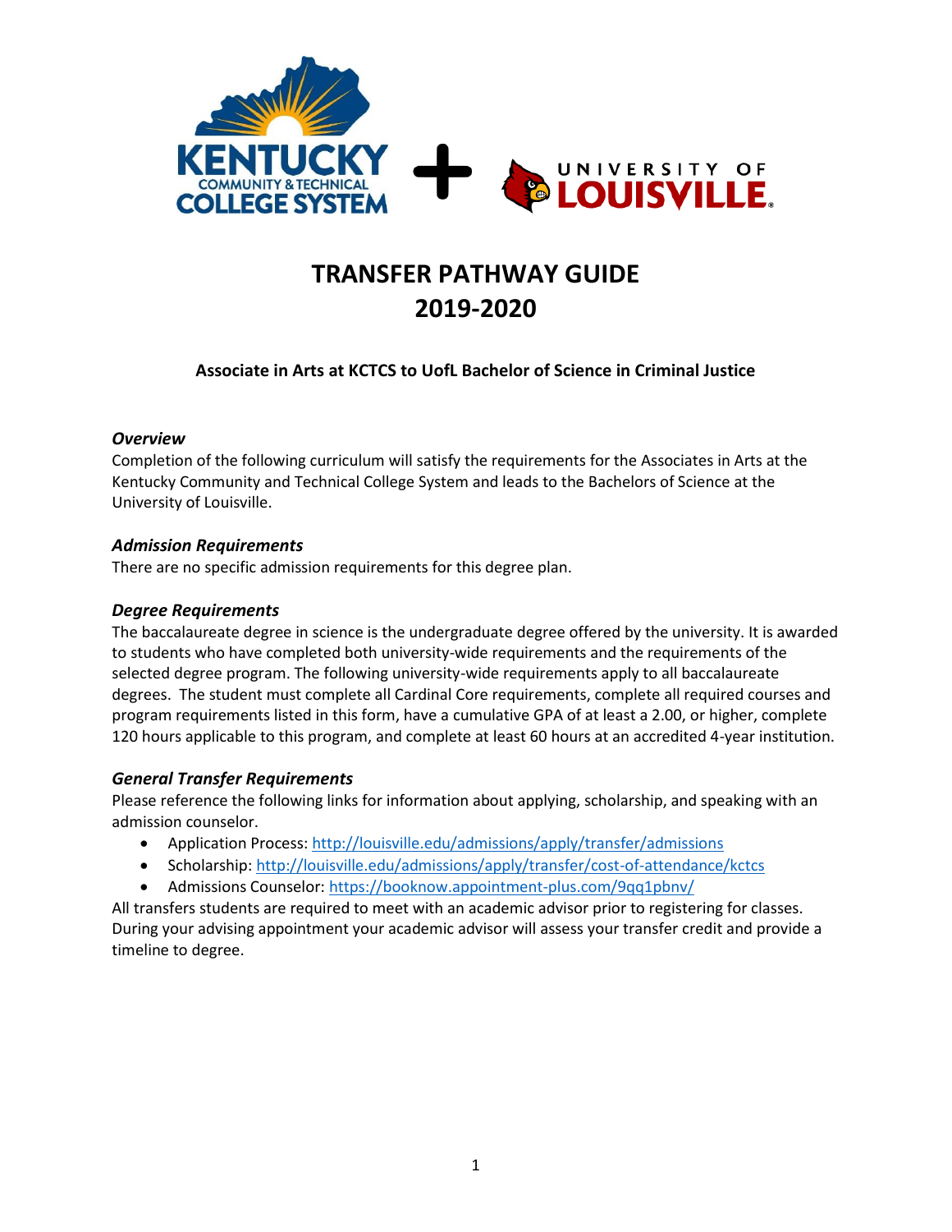# TRANSFER PATHWAY GUIDE 2019-2020

### Associate in Arts at KCTCS to UofL Bachelor of Science in Criminal Justice

***Overview***

Completion of the following curriculum will satisfy the requirements for the Associates in Arts at the Kentucky Community and Technical College System and leads to the Bachelors of Science at the University of Louisville.

***Admission Requirements***

There are no specific admission requirements for this degree plan.

***Degree Requirements***

The baccalaureate degree in science is the undergraduate degree offered by the university. It is awarded to students who have completed both university-wide requirements and the requirements of the selected degree program. The following university-wide requirements apply to all baccalaureate degrees. The student must complete all Cardinal Core requirements, complete all required courses and program requirements listed in this form, have a cumulative GPA of at least a 2.00, or higher, complete 120 hours applicable to this program, and complete at least 60 hours at an accredited 4-year institution.

***General Transfer Requirements***

Please reference the following links for information about applying, scholarship, and speaking with an admission counselor.

- Application Process: http://louisville.edu/admissions/apply/transfer/admissions
- Scholarship: http://louisville.edu/admissions/apply/transfer/cost-of-attendance/kctcs
- Admissions Counselor: https://booknow.appointment-plus.com/9qq1pbnv/

All transfers students are required to meet with an academic advisor prior to registering for classes. During your advising appointment your academic advisor will assess your transfer credit and provide a timeline to degree.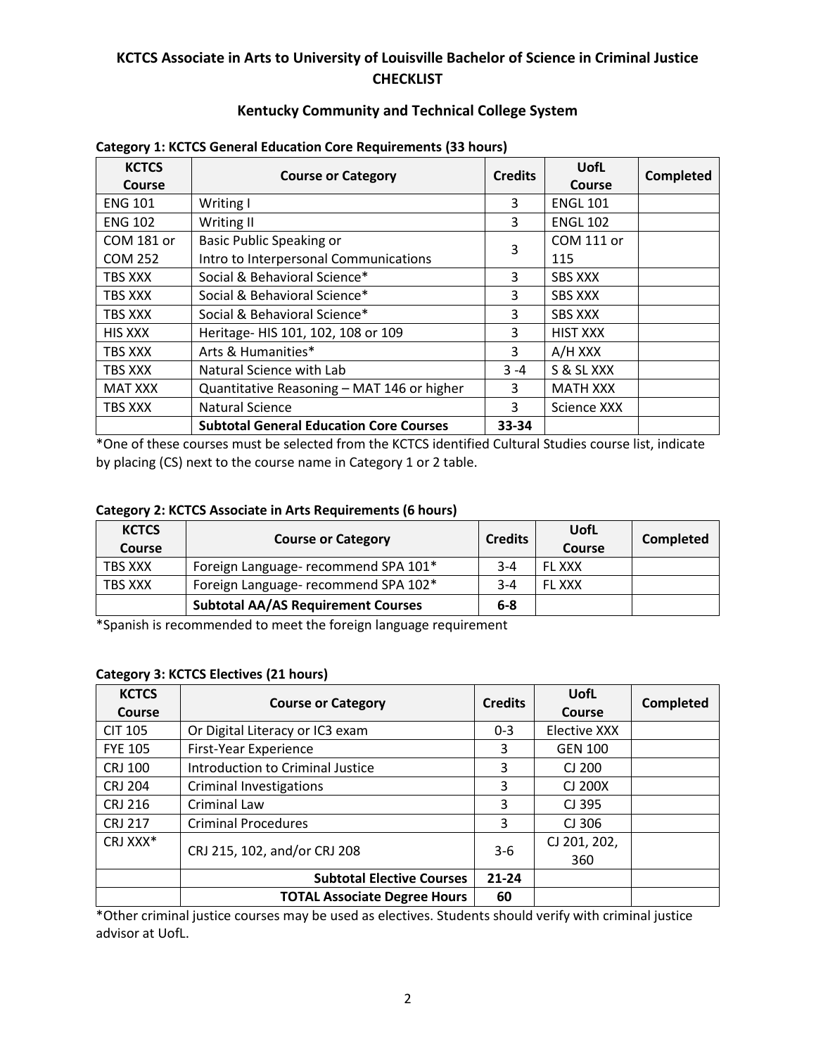# KCTCS Associate in Arts to University of Louisville Bachelor of Science in Criminal Justice CHECKLIST

## Kentucky Community and Technical College System

**Category 1: KCTCS General Education Core Requirements (33 hours)**

| KCTCS Course | Course or Category | Credits | UofL Course | Completed |
|---|---|---|---|---|
| ENG 101 | Writing I | 3 | ENGL 101 | |
| ENG 102 | Writing II | 3 | ENGL 102 | |
| COM 181 or COM 252 | Basic Public Speaking or Intro to Interpersonal Communications | 3 | COM 111 or 115 | |
| TBS XXX | Social & Behavioral Science* | 3 | SBS XXX | |
| TBS XXX | Social & Behavioral Science* | 3 | SBS XXX | |
| TBS XXX | Social & Behavioral Science* | 3 | SBS XXX | |
| HIS XXX | Heritage- HIS 101, 102, 108 or 109 | 3 | HIST XXX | |
| TBS XXX | Arts & Humanities* | 3 | A/H XXX | |
| TBS XXX | Natural Science with Lab | 3 -4 | S & SL XXX | |
| MAT XXX | Quantitative Reasoning – MAT 146 or higher | 3 | MATH XXX | |
| TBS XXX | Natural Science | 3 | Science XXX | |
| | **Subtotal General Education Core Courses** | **33-34** | | |

*One of these courses must be selected from the KCTCS identified Cultural Studies course list, indicate by placing (CS) next to the course name in Category 1 or 2 table.

**Category 2: KCTCS Associate in Arts Requirements (6 hours)**

| KCTCS Course | Course or Category | Credits | UofL Course | Completed |
|---|---|---|---|---|
| TBS XXX | Foreign Language- recommend SPA 101* | 3-4 | FL XXX | |
| TBS XXX | Foreign Language- recommend SPA 102* | 3-4 | FL XXX | |
| | **Subtotal AA/AS Requirement Courses** | **6-8** | | |

*Spanish is recommended to meet the foreign language requirement

**Category 3: KCTCS Electives (21 hours)**

| KCTCS Course | Course or Category | Credits | UofL Course | Completed |
|---|---|---|---|---|
| CIT 105 | Or Digital Literacy or IC3 exam | 0-3 | Elective XXX | |
| FYE 105 | First-Year Experience | 3 | GEN 100 | |
| CRJ 100 | Introduction to Criminal Justice | 3 | CJ 200 | |
| CRJ 204 | Criminal Investigations | 3 | CJ 200X | |
| CRJ 216 | Criminal Law | 3 | CJ 395 | |
| CRJ 217 | Criminal Procedures | 3 | CJ 306 | |
| CRJ XXX* | CRJ 215, 102, and/or CRJ 208 | 3-6 | CJ 201, 202, 360 | |
| | **Subtotal Elective Courses** | **21-24** | | |
| | **TOTAL Associate Degree Hours** | **60** | | |

*Other criminal justice courses may be used as electives. Students should verify with criminal justice advisor at UofL.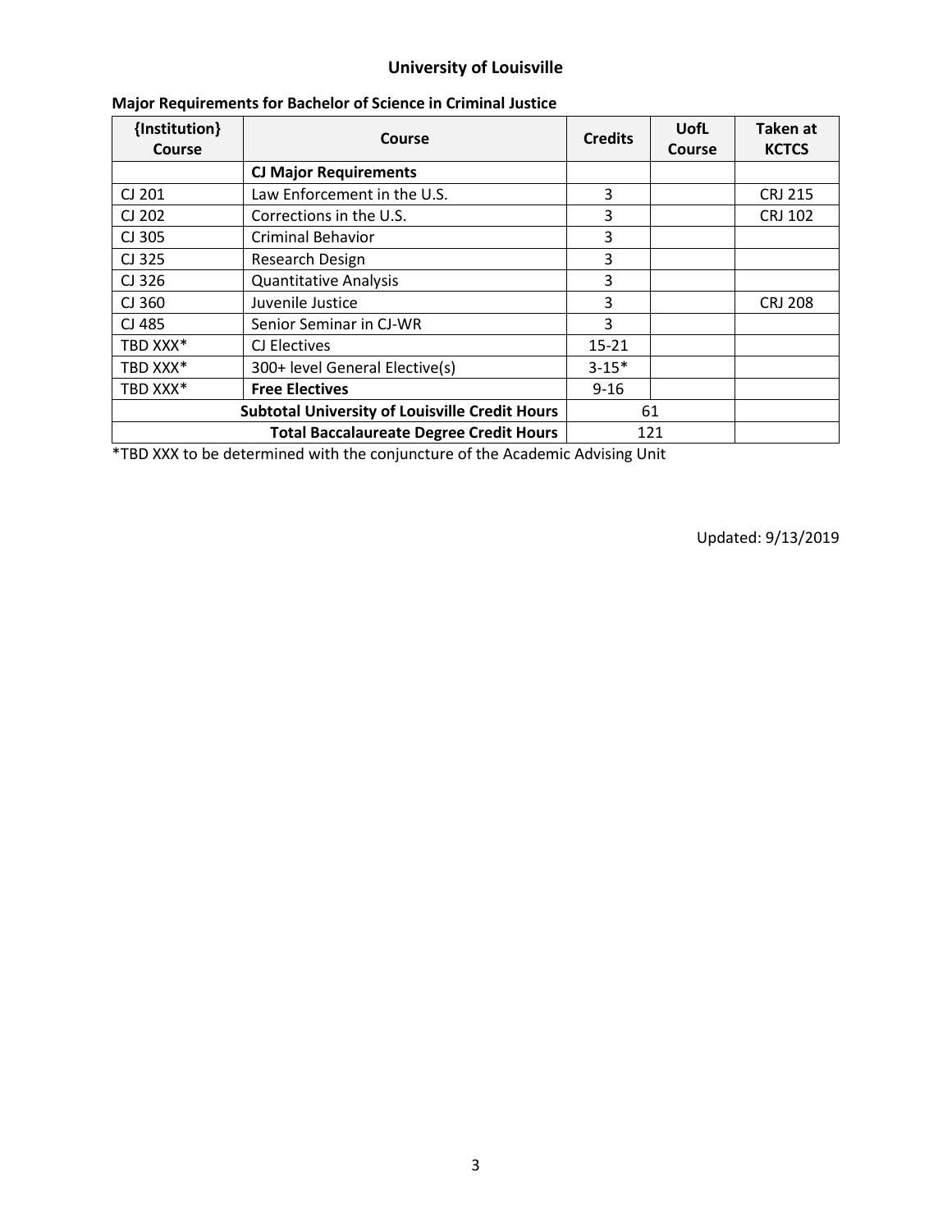## University of Louisville

**Major Requirements for Bachelor of Science in Criminal Justice**

| {Institution} Course | Course | Credits | UofL Course | Taken at KCTCS |
|---|---|---|---|---|
| | **CJ Major Requirements** | | | |
| CJ 201 | Law Enforcement in the U.S. | 3 | | CRJ 215 |
| CJ 202 | Corrections in the U.S. | 3 | | CRJ 102 |
| CJ 305 | Criminal Behavior | 3 | | |
| CJ 325 | Research Design | 3 | | |
| CJ 326 | Quantitative Analysis | 3 | | |
| CJ 360 | Juvenile Justice | 3 | | CRJ 208 |
| CJ 485 | Senior Seminar in CJ-WR | 3 | | |
| TBD XXX* | CJ Electives | 15-21 | | |
| TBD XXX* | 300+ level General Elective(s) | 3-15* | | |
| TBD XXX* | **Free Electives** | 9-16 | | |
| | **Subtotal University of Louisville Credit Hours** | 61 | | |
| | **Total Baccalaureate Degree Credit Hours** | 121 | | |

*TBD XXX to be determined with the conjuncture of the Academic Advising Unit

Updated: 9/13/2019